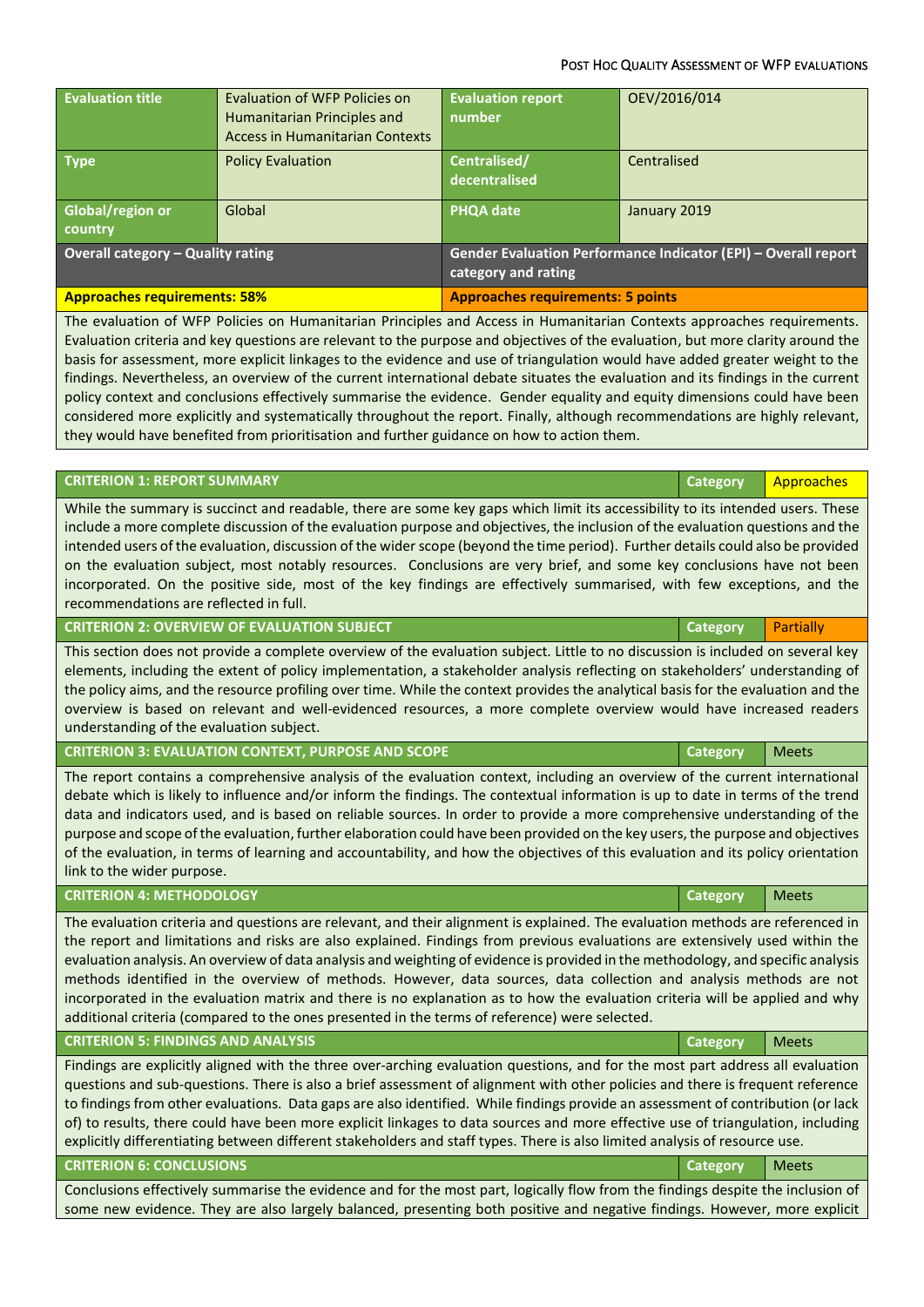| Evaluation title | Evaluation of WFP Policies on Humanitarian Principles and Access in Humanitarian Contexts | Evaluation report number | OEV/2016/014 |
|---|---|---|---|
| Type | Policy Evaluation | Centralised/ decentralised | Centralised |
| Global/region or country | Global | PHQA date | January 2019 |
| **Overall category – Quality rating** | | **Gender Evaluation Performance Indicator (EPI) – Overall report category and rating** | |
| **Approaches requirements: 58%** | | **Approaches requirements: 5 points** | |

The evaluation of WFP Policies on Humanitarian Principles and Access in Humanitarian Contexts approaches requirements. Evaluation criteria and key questions are relevant to the purpose and objectives of the evaluation, but more clarity around the basis for assessment, more explicit linkages to the evidence and use of triangulation would have added greater weight to the findings. Nevertheless, an overview of the current international debate situates the evaluation and its findings in the current policy context and conclusions effectively summarise the evidence. Gender equality and equity dimensions could have been considered more explicitly and systematically throughout the report. Finally, although recommendations are highly relevant, they would have benefited from prioritisation and further guidance on how to action them.

| CRITERION 1: REPORT SUMMARY | Category | Approaches |
|---|---|---|

While the summary is succinct and readable, there are some key gaps which limit its accessibility to its intended users. These include a more complete discussion of the evaluation purpose and objectives, the inclusion of the evaluation questions and the intended users of the evaluation, discussion of the wider scope (beyond the time period). Further details could also be provided on the evaluation subject, most notably resources. Conclusions are very brief, and some key conclusions have not been incorporated. On the positive side, most of the key findings are effectively summarised, with few exceptions, and the recommendations are reflected in full.

| CRITERION 2: OVERVIEW OF EVALUATION SUBJECT | Category | Partially |
|---|---|---|

This section does not provide a complete overview of the evaluation subject. Little to no discussion is included on several key elements, including the extent of policy implementation, a stakeholder analysis reflecting on stakeholders' understanding of the policy aims, and the resource profiling over time. While the context provides the analytical basis for the evaluation and the overview is based on relevant and well-evidenced resources, a more complete overview would have increased readers understanding of the evaluation subject.

| CRITERION 3: EVALUATION CONTEXT, PURPOSE AND SCOPE | Category | Meets |
|---|---|---|

The report contains a comprehensive analysis of the evaluation context, including an overview of the current international debate which is likely to influence and/or inform the findings. The contextual information is up to date in terms of the trend data and indicators used, and is based on reliable sources. In order to provide a more comprehensive understanding of the purpose and scope of the evaluation, further elaboration could have been provided on the key users, the purpose and objectives of the evaluation, in terms of learning and accountability, and how the objectives of this evaluation and its policy orientation link to the wider purpose.

| CRITERION 4: METHODOLOGY | Category | Meets |
|---|---|---|

The evaluation criteria and questions are relevant, and their alignment is explained. The evaluation methods are referenced in the report and limitations and risks are also explained. Findings from previous evaluations are extensively used within the evaluation analysis. An overview of data analysis and weighting of evidence is provided in the methodology, and specific analysis methods identified in the overview of methods. However, data sources, data collection and analysis methods are not incorporated in the evaluation matrix and there is no explanation as to how the evaluation criteria will be applied and why additional criteria (compared to the ones presented in the terms of reference) were selected.

| CRITERION 5: FINDINGS AND ANALYSIS | Category | Meets |
|---|---|---|

Findings are explicitly aligned with the three over-arching evaluation questions, and for the most part address all evaluation questions and sub-questions. There is also a brief assessment of alignment with other policies and there is frequent reference to findings from other evaluations. Data gaps are also identified. While findings provide an assessment of contribution (or lack of) to results, there could have been more explicit linkages to data sources and more effective use of triangulation, including explicitly differentiating between different stakeholders and staff types. There is also limited analysis of resource use.

| CRITERION 6: CONCLUSIONS | Category | Meets |
|---|---|---|

Conclusions effectively summarise the evidence and for the most part, logically flow from the findings despite the inclusion of some new evidence. They are also largely balanced, presenting both positive and negative findings. However, more explicit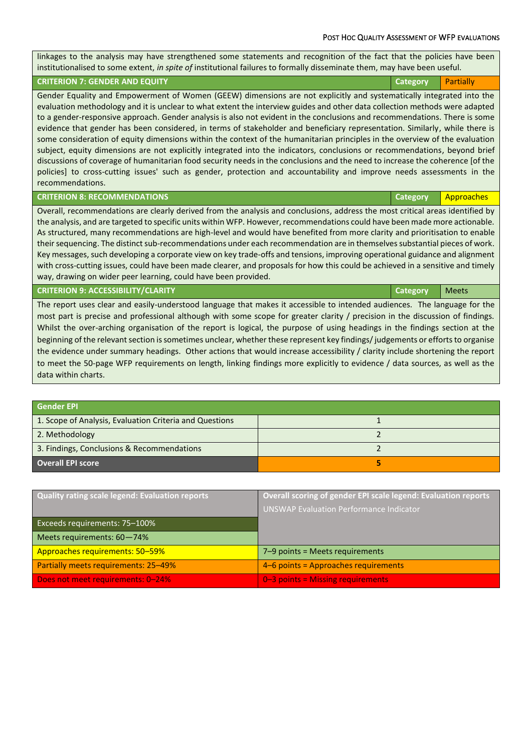linkages to the analysis may have strengthened some statements and recognition of the fact that the policies have been institutionalised to some extent, *in spite of* institutional failures to formally disseminate them, may have been useful.

| CRITERION 7: GENDER AND EQUITY | Category | Partially |
|---|---|---|

Gender Equality and Empowerment of Women (GEEW) dimensions are not explicitly and systematically integrated into the evaluation methodology and it is unclear to what extent the interview guides and other data collection methods were adapted to a gender-responsive approach. Gender analysis is also not evident in the conclusions and recommendations. There is some evidence that gender has been considered, in terms of stakeholder and beneficiary representation. Similarly, while there is some consideration of equity dimensions within the context of the humanitarian principles in the overview of the evaluation subject, equity dimensions are not explicitly integrated into the indicators, conclusions or recommendations, beyond brief discussions of coverage of humanitarian food security needs in the conclusions and the need to increase the coherence [of the policies] to cross-cutting issues' such as gender, protection and accountability and improve needs assessments in the recommendations.

| CRITERION 8: RECOMMENDATIONS | Category | Approaches |
|---|---|---|

Overall, recommendations are clearly derived from the analysis and conclusions, address the most critical areas identified by the analysis, and are targeted to specific units within WFP. However, recommendations could have been made more actionable. As structured, many recommendations are high-level and would have benefited from more clarity and prioritisation to enable their sequencing. The distinct sub-recommendations under each recommendation are in themselves substantial pieces of work. Key messages, such developing a corporate view on key trade-offs and tensions, improving operational guidance and alignment with cross-cutting issues, could have been made clearer, and proposals for how this could be achieved in a sensitive and timely way, drawing on wider peer learning, could have been provided.

| CRITERION 9: ACCESSIBILITY/CLARITY | Category | Meets |
|---|---|---|

The report uses clear and easily-understood language that makes it accessible to intended audiences. The language for the most part is precise and professional although with some scope for greater clarity / precision in the discussion of findings. Whilst the over-arching organisation of the report is logical, the purpose of using headings in the findings section at the beginning of the relevant section is sometimes unclear, whether these represent key findings/ judgements or efforts to organise the evidence under summary headings. Other actions that would increase accessibility / clarity include shortening the report to meet the 50-page WFP requirements on length, linking findings more explicitly to evidence / data sources, as well as the data within charts.

| Gender EPI | |
|---|---|
| 1. Scope of Analysis, Evaluation Criteria and Questions | 1 |
| 2. Methodology | 2 |
| 3. Findings, Conclusions & Recommendations | 2 |
| **Overall EPI score** | **5** |

| Quality rating scale legend: Evaluation reports | Overall scoring of gender EPI scale legend: Evaluation reports UNSWAP Evaluation Performance Indicator |
|---|---|
| Exceeds requirements: 75–100% | |
| Meets requirements: 60—74% | |
| Approaches requirements: 50–59% | 7–9 points = Meets requirements |
| Partially meets requirements: 25–49% | 4–6 points = Approaches requirements |
| Does not meet requirements: 0–24% | 0–3 points = Missing requirements |